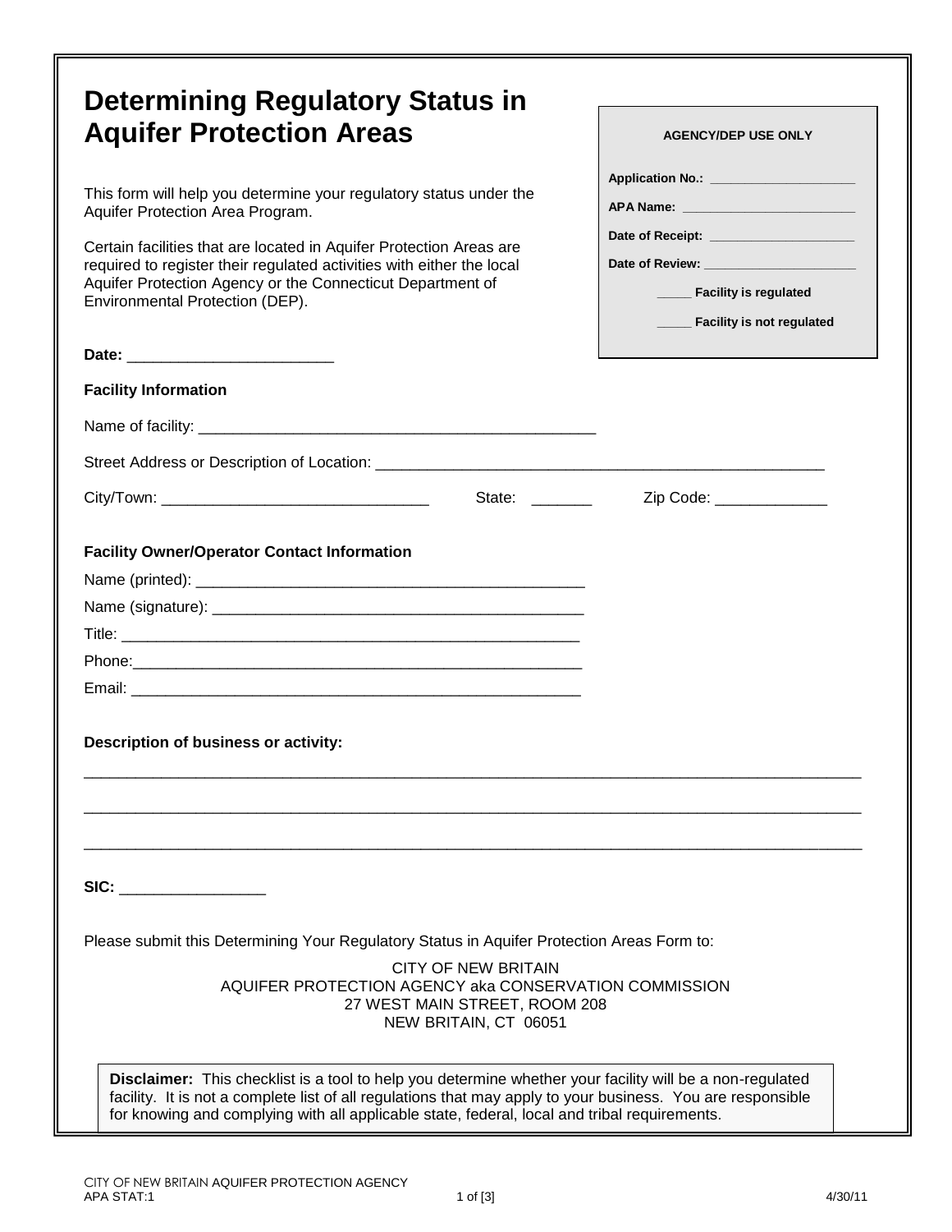# Determining Regulatory Status in Aquifer Protection Areas

**AGENCY/DEP USE ONLY**

**Application No.:** ____________________

**APA Name:** ________________________

**Date of Receipt:** ____________________

**Date of Review:** _____________________

_____ **Facility is regulated**

_____ **Facility is not regulated**

This form will help you determine your regulatory status under the Aquifer Protection Area Program.

Certain facilities that are located in Aquifer Protection Areas are required to register their regulated activities with either the local Aquifer Protection Agency or the Connecticut Department of Environmental Protection (DEP).

**Date:** ________________________

**Facility Information**

Name of facility: _______________________________________________

Street Address or Description of Location: _____________________________________________________

City/Town: _______________________________ State: _______ Zip Code: _____________

**Facility Owner/Operator Contact Information**

Name (printed): ______________________________________________

Name (signature): ____________________________________________

Title: ______________________________________________________

Phone:______________________________________________________

Email: ______________________________________________________

**Description of business or activity:**

_____________________________________________________________________________________________

_____________________________________________________________________________________________

_____________________________________________________________________________________________

**SIC:** ________________

Please submit this Determining Your Regulatory Status in Aquifer Protection Areas Form to:

CITY OF NEW BRITAIN
AQUIFER PROTECTION AGENCY aka CONSERVATION COMMISSION
27 WEST MAIN STREET, ROOM 208
NEW BRITAIN, CT 06051

**Disclaimer:** This checklist is a tool to help you determine whether your facility will be a non-regulated facility. It is not a complete list of all regulations that may apply to your business. You are responsible for knowing and complying with all applicable state, federal, local and tribal requirements.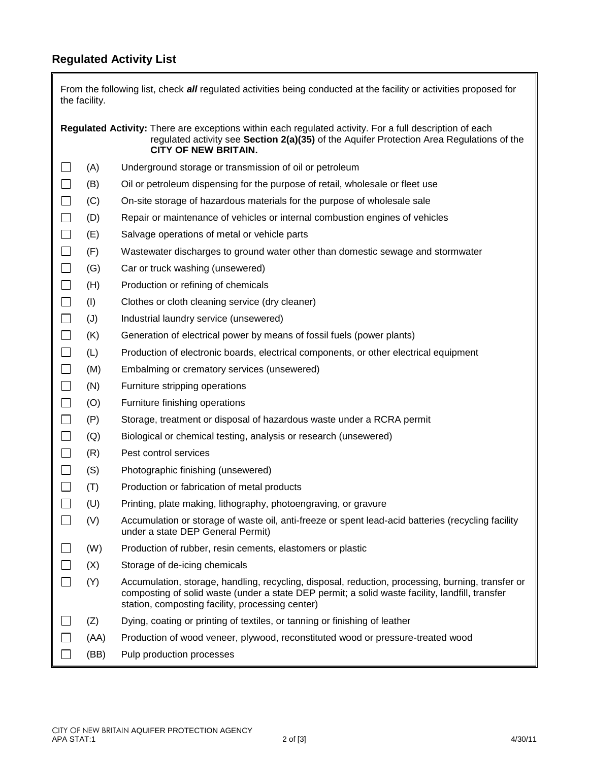## Regulated Activity List

From the following list, check ***all*** regulated activities being conducted at the facility or activities proposed for the facility.

**Regulated Activity:** There are exceptions within each regulated activity. For a full description of each regulated activity see **Section 2(a)(35)** of the Aquifer Protection Area Regulations of the **CITY OF NEW BRITAIN.**

- ☐ (A) Underground storage or transmission of oil or petroleum
- ☐ (B) Oil or petroleum dispensing for the purpose of retail, wholesale or fleet use
- ☐ (C) On-site storage of hazardous materials for the purpose of wholesale sale
- ☐ (D) Repair or maintenance of vehicles or internal combustion engines of vehicles
- ☐ (E) Salvage operations of metal or vehicle parts
- ☐ (F) Wastewater discharges to ground water other than domestic sewage and stormwater
- ☐ (G) Car or truck washing (unsewered)
- ☐ (H) Production or refining of chemicals
- ☐ (I) Clothes or cloth cleaning service (dry cleaner)
- ☐ (J) Industrial laundry service (unsewered)
- ☐ (K) Generation of electrical power by means of fossil fuels (power plants)
- ☐ (L) Production of electronic boards, electrical components, or other electrical equipment
- ☐ (M) Embalming or crematory services (unsewered)
- ☐ (N) Furniture stripping operations
- ☐ (O) Furniture finishing operations
- ☐ (P) Storage, treatment or disposal of hazardous waste under a RCRA permit
- ☐ (Q) Biological or chemical testing, analysis or research (unsewered)
- ☐ (R) Pest control services
- ☐ (S) Photographic finishing (unsewered)
- ☐ (T) Production or fabrication of metal products
- ☐ (U) Printing, plate making, lithography, photoengraving, or gravure
- ☐ (V) Accumulation or storage of waste oil, anti-freeze or spent lead-acid batteries (recycling facility under a state DEP General Permit)
- ☐ (W) Production of rubber, resin cements, elastomers or plastic
- ☐ (X) Storage of de-icing chemicals
- ☐ (Y) Accumulation, storage, handling, recycling, disposal, reduction, processing, burning, transfer or composting of solid waste (under a state DEP permit; a solid waste facility, landfill, transfer station, composting facility, processing center)
- ☐ (Z) Dying, coating or printing of textiles, or tanning or finishing of leather
- ☐ (AA) Production of wood veneer, plywood, reconstituted wood or pressure-treated wood
- ☐ (BB) Pulp production processes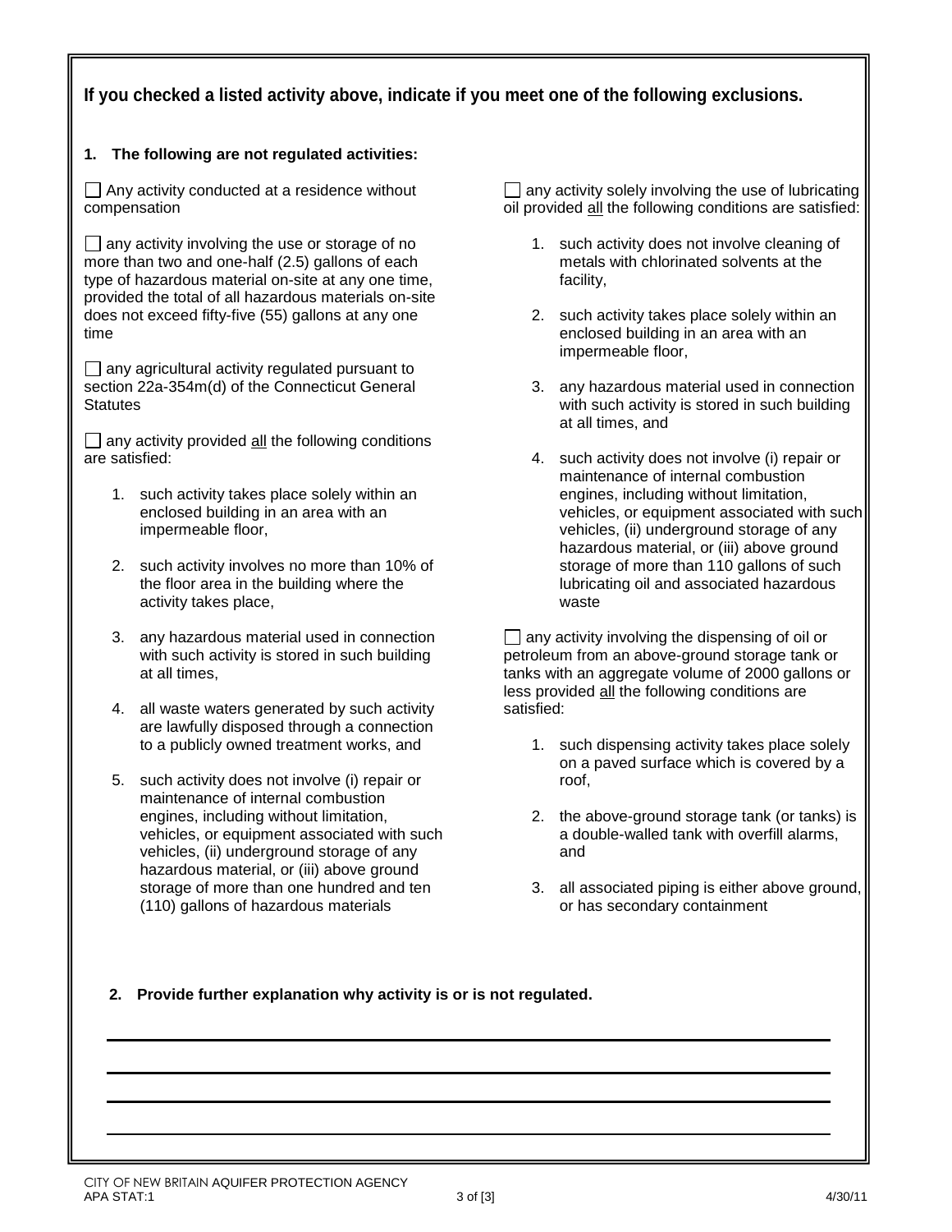**If you checked a listed activity above, indicate if you meet one of the following exclusions.**

**1. The following are not regulated activities:**

☐ Any activity conducted at a residence without compensation

☐ any activity involving the use or storage of no more than two and one-half (2.5) gallons of each type of hazardous material on-site at any one time, provided the total of all hazardous materials on-site does not exceed fifty-five (55) gallons at any one time

☐ any agricultural activity regulated pursuant to section 22a-354m(d) of the Connecticut General Statutes

☐ any activity provided all the following conditions are satisfied:

1. such activity takes place solely within an enclosed building in an area with an impermeable floor,
2. such activity involves no more than 10% of the floor area in the building where the activity takes place,
3. any hazardous material used in connection with such activity is stored in such building at all times,
4. all waste waters generated by such activity are lawfully disposed through a connection to a publicly owned treatment works, and
5. such activity does not involve (i) repair or maintenance of internal combustion engines, including without limitation, vehicles, or equipment associated with such vehicles, (ii) underground storage of any hazardous material, or (iii) above ground storage of more than one hundred and ten (110) gallons of hazardous materials

☐ any activity solely involving the use of lubricating oil provided all the following conditions are satisfied:

1. such activity does not involve cleaning of metals with chlorinated solvents at the facility,
2. such activity takes place solely within an enclosed building in an area with an impermeable floor,
3. any hazardous material used in connection with such activity is stored in such building at all times, and
4. such activity does not involve (i) repair or maintenance of internal combustion engines, including without limitation, vehicles, or equipment associated with such vehicles, (ii) underground storage of any hazardous material, or (iii) above ground storage of more than 110 gallons of such lubricating oil and associated hazardous waste

☐ any activity involving the dispensing of oil or petroleum from an above-ground storage tank or tanks with an aggregate volume of 2000 gallons or less provided all the following conditions are satisfied:

1. such dispensing activity takes place solely on a paved surface which is covered by a roof,
2. the above-ground storage tank (or tanks) is a double-walled tank with overfill alarms, and
3. all associated piping is either above ground, or has secondary containment

**2. Provide further explanation why activity is or is not regulated.**

______________________________________________________________________

______________________________________________________________________

______________________________________________________________________

______________________________________________________________________